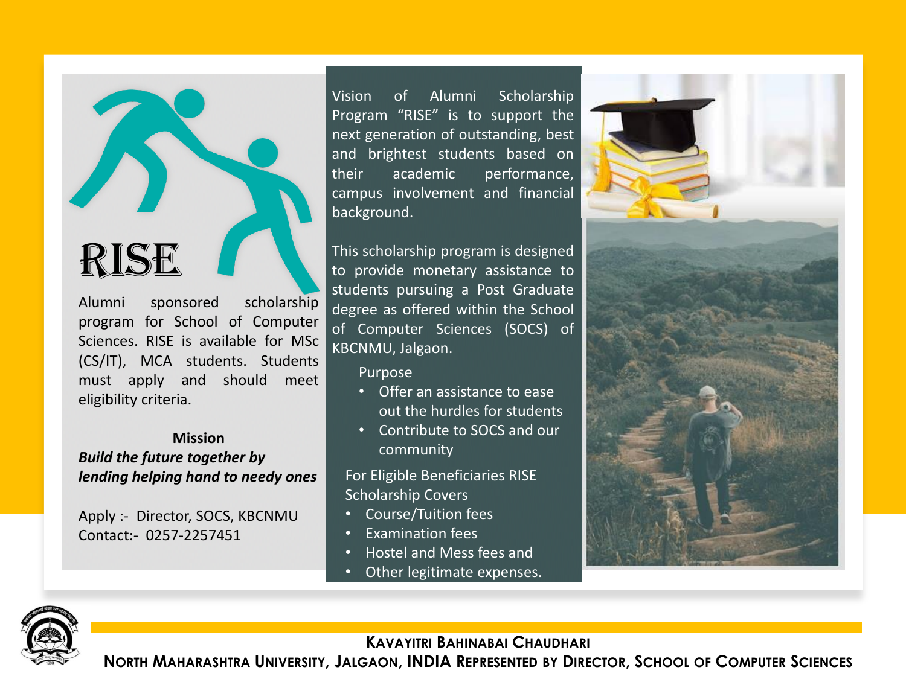# RISE

Alumni sponsored scholarship program for School of Computer Sciences. RISE is available for MSc (CS/IT), MCA students. Students must apply and should meet eligibility criteria.

**Mission**

***Build the future together by lending helping hand to needy ones***

Apply :- Director, SOCS, KBCNMU
Contact:- 0257-2257451

Vision of Alumni Scholarship Program "RISE" is to support the next generation of outstanding, best and brightest students based on their academic performance, campus involvement and financial background.

This scholarship program is designed to provide monetary assistance to students pursuing a Post Graduate degree as offered within the School of Computer Sciences (SOCS) of KBCNMU, Jalgaon.

Purpose

- Offer an assistance to ease out the hurdles for students
- Contribute to SOCS and our community

For Eligible Beneficiaries RISE Scholarship Covers

- Course/Tuition fees
- Examination fees
- Hostel and Mess fees and
- Other legitimate expenses.

**Kavayitri Bahinabai Chaudhari**
**North Maharashtra University, Jalgaon, INDIA Represented by Director, School of Computer Sciences**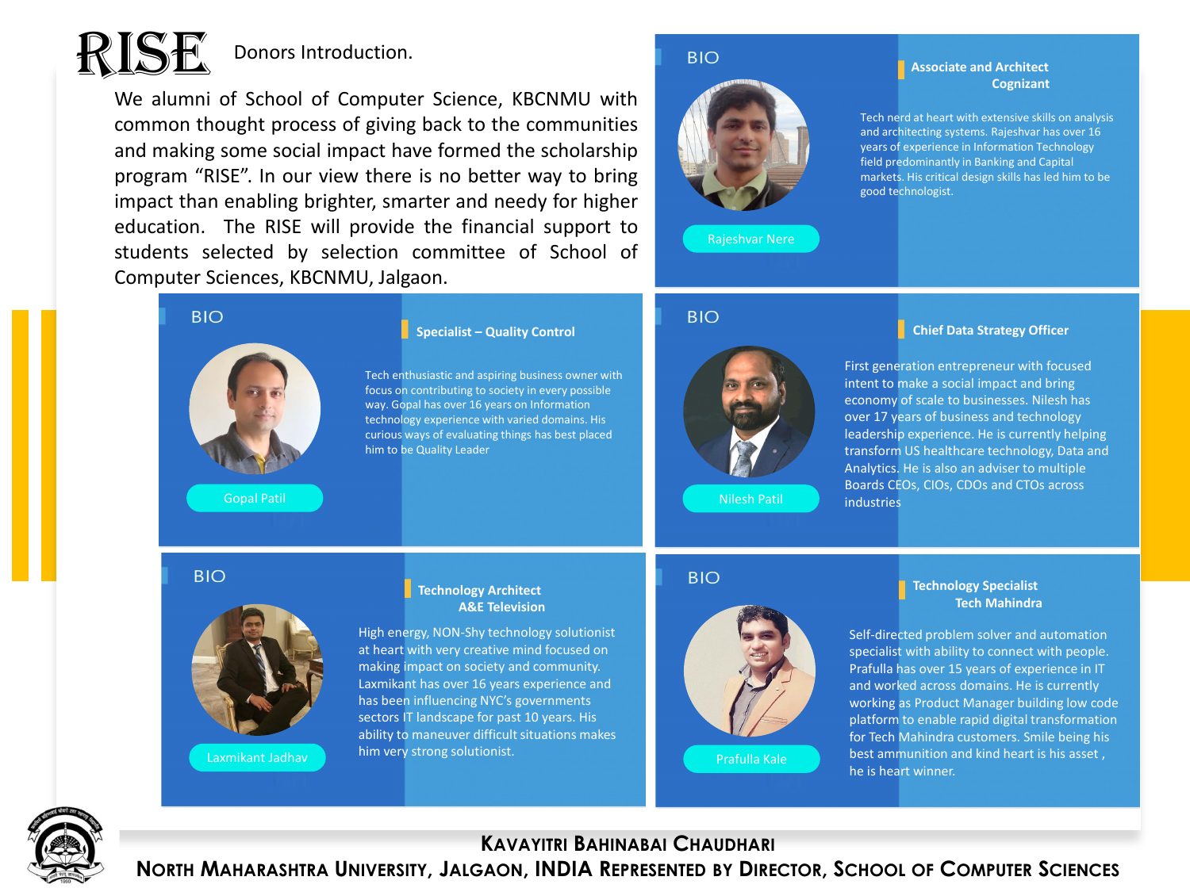# RISE Donors Introduction.

We alumni of School of Computer Science, KBCNMU with common thought process of giving back to the communities and making some social impact have formed the scholarship program "RISE". In our view there is no better way to bring impact than enabling brighter, smarter and needy for higher education. The RISE will provide the financial support to students selected by selection committee of School of Computer Sciences, KBCNMU, Jalgaon.

## BIO

**Rajeshvar Nere**

**Associate and Architect**
**Cognizant**

Tech nerd at heart with extensive skills on analysis and architecting systems. Rajeshvar has over 16 years of experience in Information Technology field predominantly in Banking and Capital markets. His critical design skills has led him to be good technologist.

## BIO

**Gopal Patil**

**Specialist – Quality Control**

Tech enthusiastic and aspiring business owner with focus on contributing to society in every possible way. Gopal has over 16 years on Information technology experience with varied domains. His curious ways of evaluating things has best placed him to be Quality Leader

## BIO

**Nilesh Patil**

**Chief Data Strategy Officer**

First generation entrepreneur with focused intent to make a social impact and bring economy of scale to businesses. Nilesh has over 17 years of business and technology leadership experience. He is currently helping transform US healthcare technology, Data and Analytics. He is also an adviser to multiple Boards CEOs, CIOs, CDOs and CTOs across industries

## BIO

**Laxmikant Jadhav**

**Technology Architect**
**A&E Television**

High energy, NON-Shy technology solutionist at heart with very creative mind focused on making impact on society and community. Laxmikant has over 16 years experience and has been influencing NYC's governments sectors IT landscape for past 10 years. His ability to maneuver difficult situations makes him very strong solutionist.

## BIO

**Prafulla Kale**

**Technology Specialist**
**Tech Mahindra**

Self-directed problem solver and automation specialist with ability to connect with people. Prafulla has over 15 years of experience in IT and worked across domains. He is currently working as Product Manager building low code platform to enable rapid digital transformation for Tech Mahindra customers. Smile being his best ammunition and kind heart is his asset , he is heart winner.

**Kavayitri Bahinabai Chaudhari**
**North Maharashtra University, Jalgaon, INDIA Represented by Director, School of Computer Sciences**